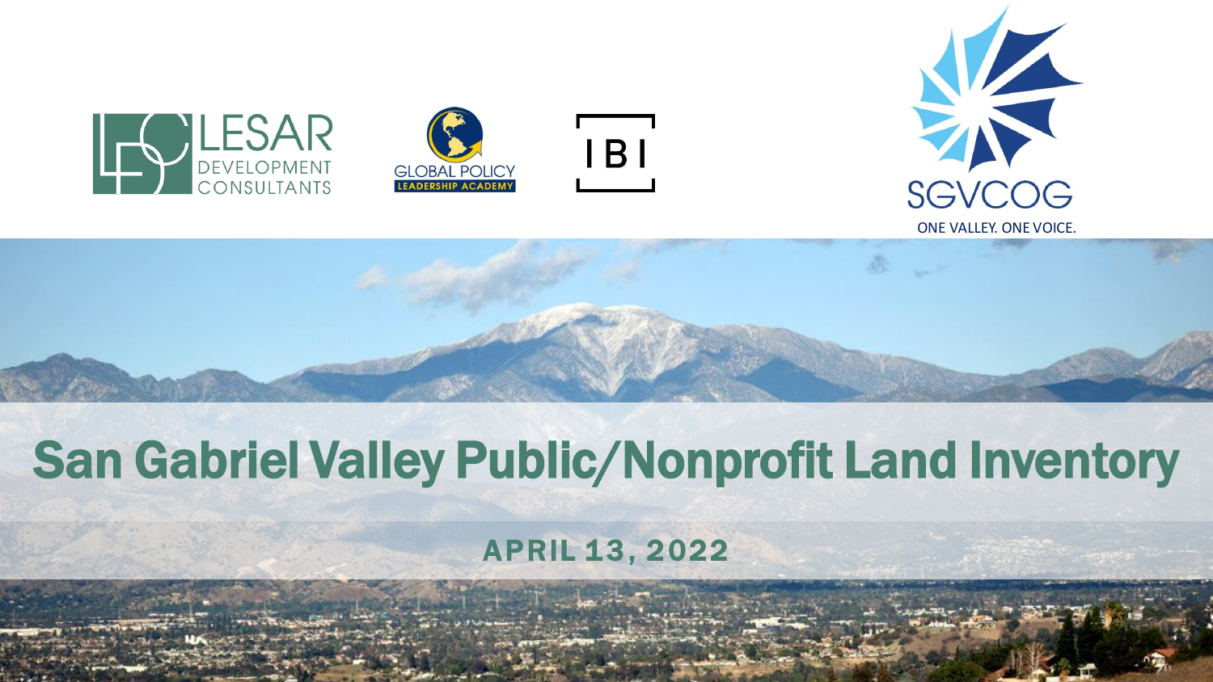LESAR DEVELOPMENT CONSULTANTS

GLOBAL POLICY LEADERSHIP ACADEMY

IBI

SGVCOG

ONE VALLEY. ONE VOICE.

# San Gabriel Valley Public/Nonprofit Land Inventory

APRIL 13, 2022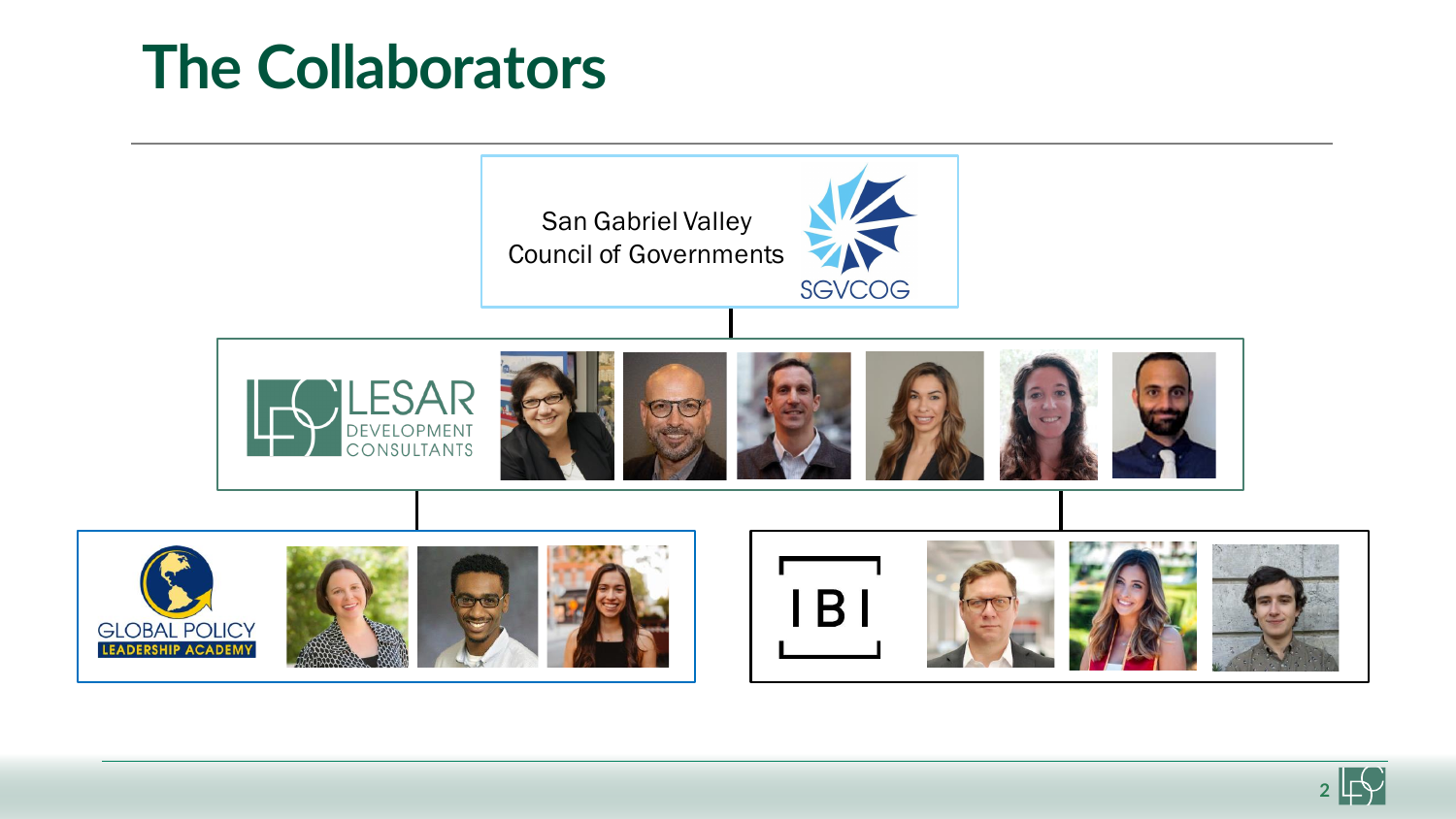# The Collaborators

San Gabriel Valley Council of Governments

SGVCOG

LESAR DEVELOPMENT CONSULTANTS

GLOBAL POLICY LEADERSHIP ACADEMY

IBI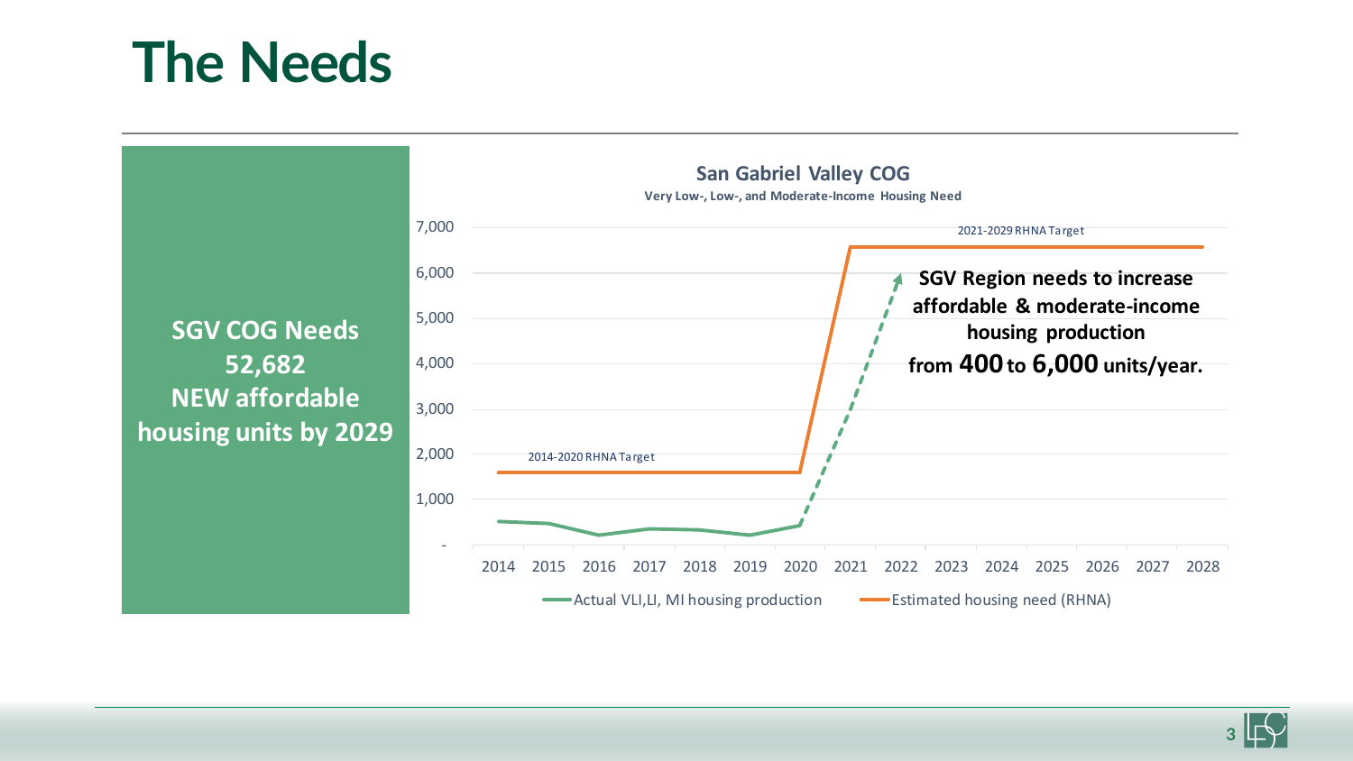# The Needs

**SGV COG Needs 52,682 NEW affordable housing units by 2029**

**San Gabriel Valley COG**

Very Low-, Low-, and Moderate-Income Housing Need

7,000
6,000
5,000
4,000
3,000
2,000
1,000
-

2014 2015 2016 2017 2018 2019 2020 2021 2022 2023 2024 2025 2026 2027 2028

2014-2020 RHNA Target

2021-2029 RHNA Target

**SGV Region needs to increase affordable & moderate-income housing production from 400 to 6,000 units/year.**

Actual VLI,LI, MI housing production

Estimated housing need (RHNA)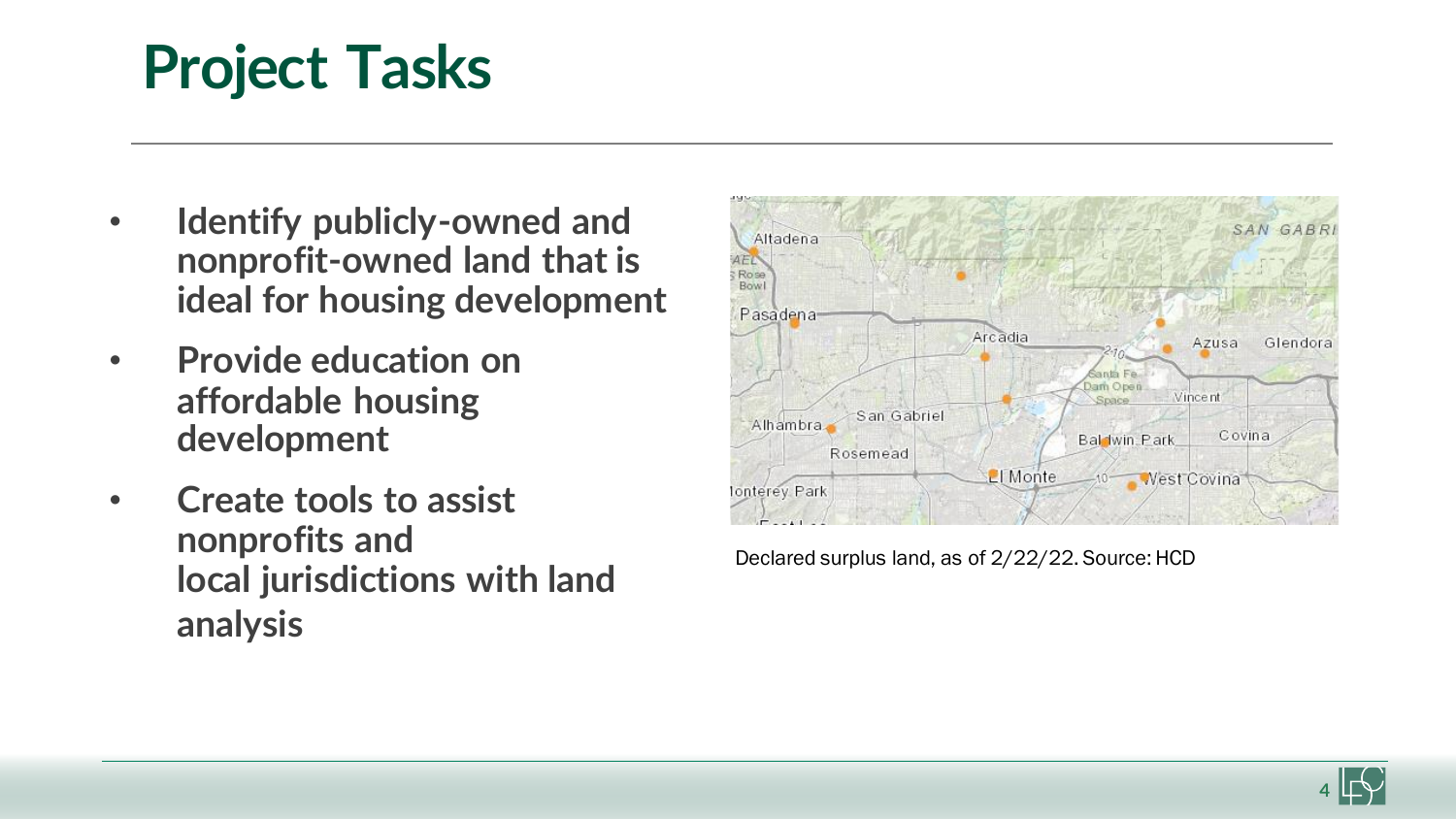# Project Tasks

- **Identify publicly-owned and nonprofit-owned land that is ideal for housing development**
- **Provide education on affordable housing development**
- **Create tools to assist nonprofits and local jurisdictions with land analysis**

Declared surplus land, as of 2/22/22. Source: HCD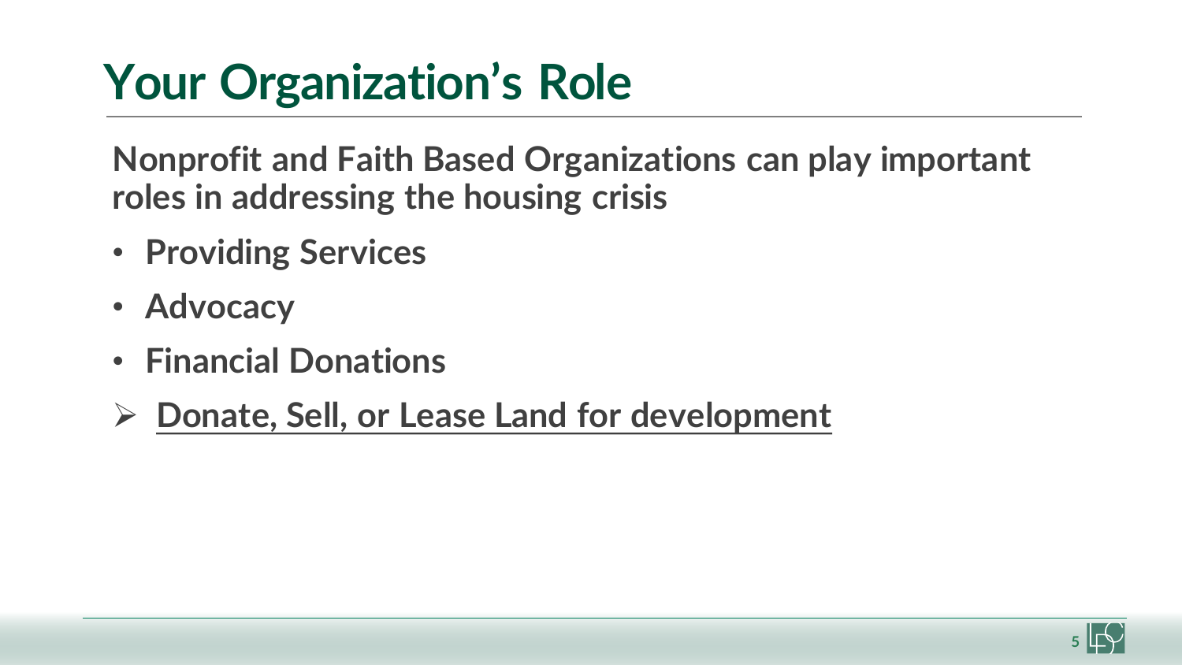# Your Organization’s Role

**Nonprofit and Faith Based Organizations can play important roles in addressing the housing crisis**

- **Providing Services**
- **Advocacy**
- **Financial Donations**

➢ **<u>Donate, Sell, or Lease Land for development</u>**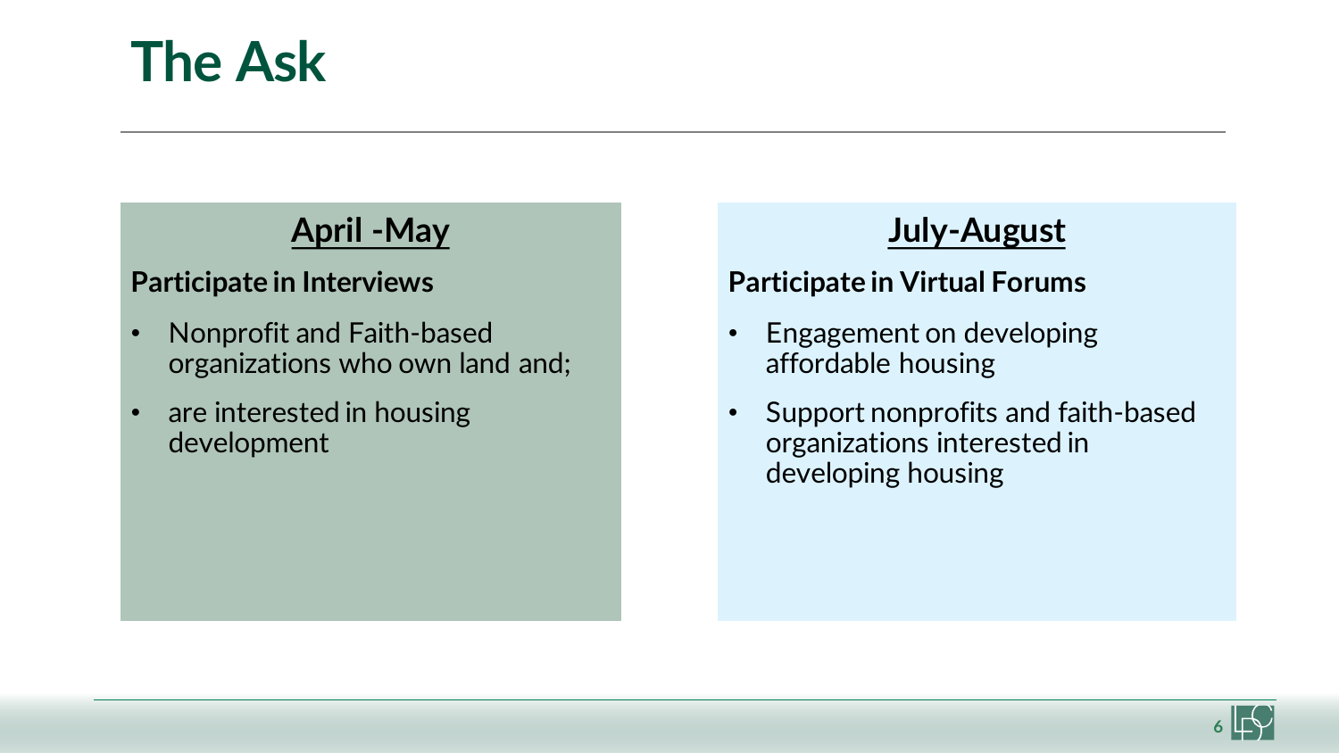# The Ask

## April -May

**Participate in Interviews**

- Nonprofit and Faith-based organizations who own land and;
- are interested in housing development

## July-August

**Participate in Virtual Forums**

- Engagement on developing affordable housing
- Support nonprofits and faith-based organizations interested in developing housing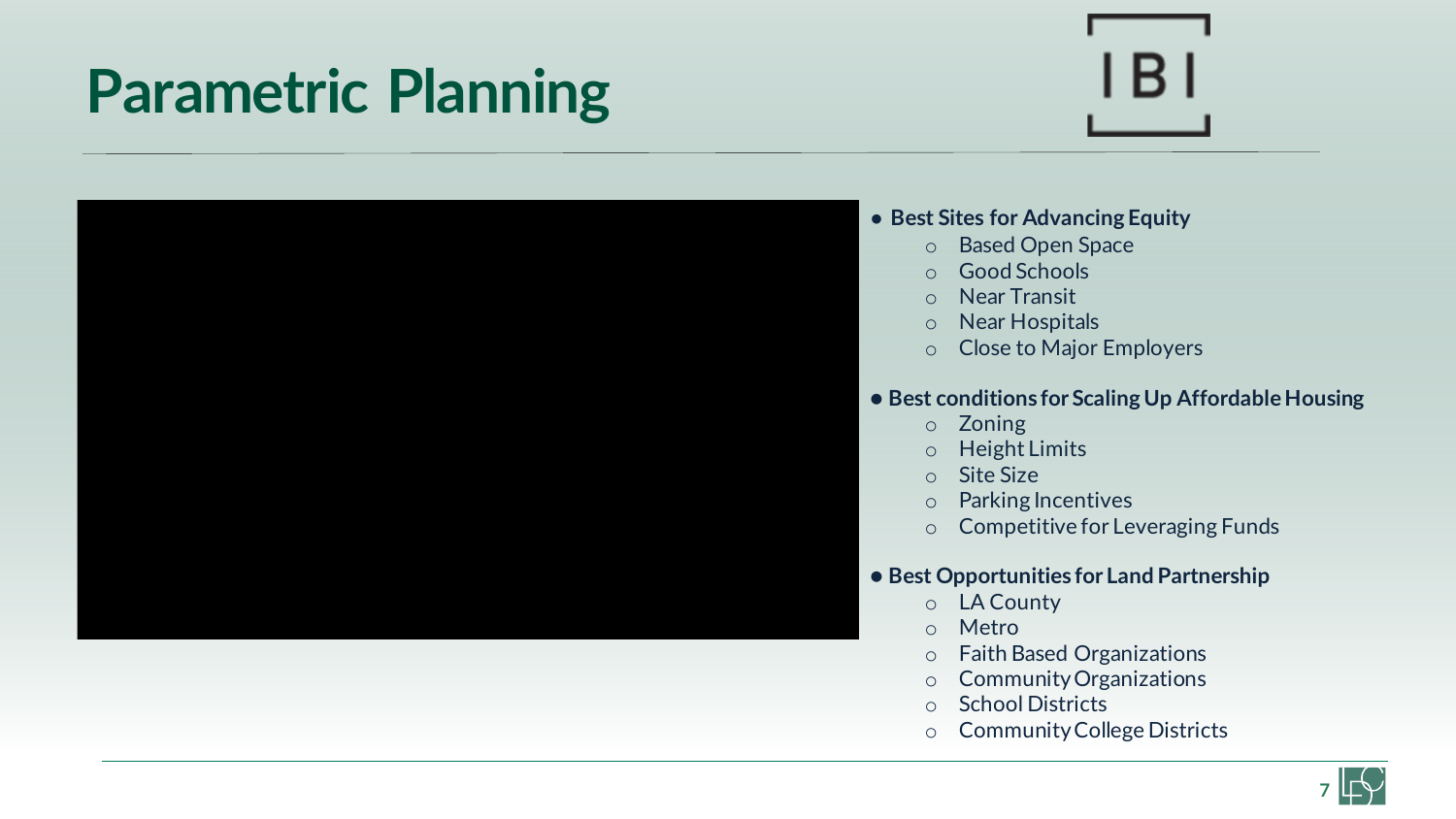# Parametric Planning

- **Best Sites for Advancing Equity**
  - Based Open Space
  - Good Schools
  - Near Transit
  - Near Hospitals
  - Close to Major Employers
- **Best conditions for Scaling Up Affordable Housing**
  - Zoning
  - Height Limits
  - Site Size
  - Parking Incentives
  - Competitive for Leveraging Funds
- **Best Opportunities for Land Partnership**
  - LA County
  - Metro
  - Faith Based Organizations
  - Community Organizations
  - School Districts
  - Community College Districts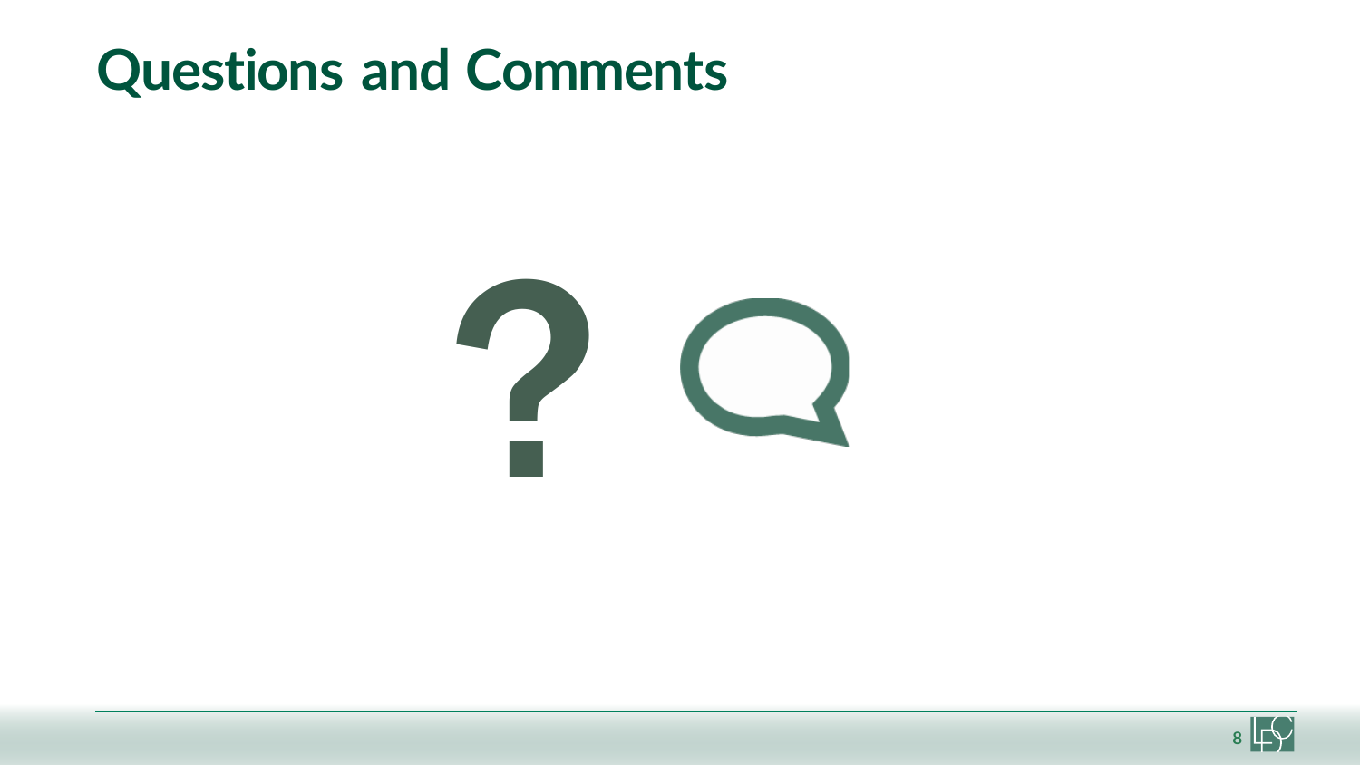# Questions and Comments